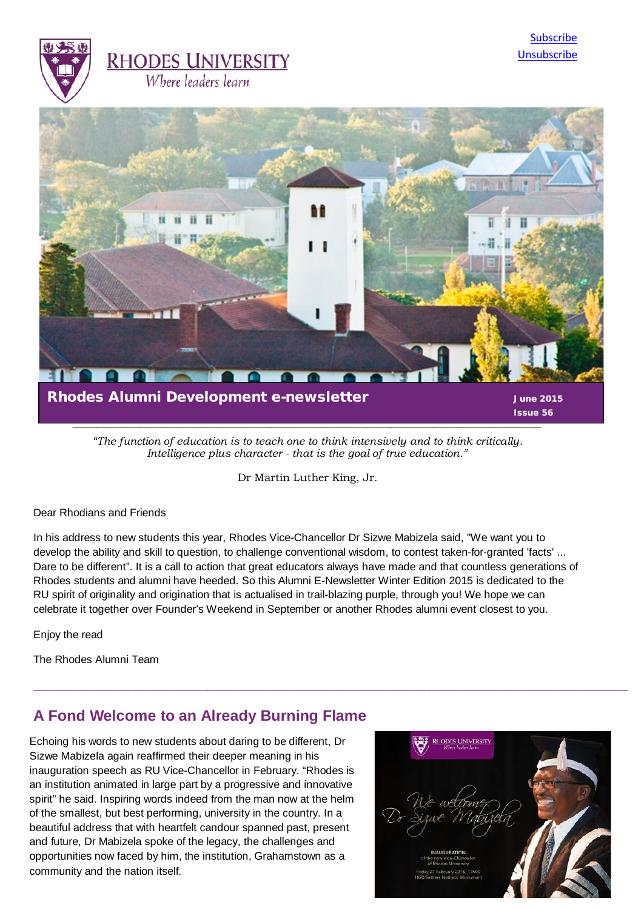Subscribe
Unsubscribe

RHODES UNIVERSITY
Where leaders learn

**Rhodes Alumni Development e-newsletter** June 2015 Issue 56

*"The function of education is to teach one to think intensively and to think critically. Intelligence plus character - that is the goal of true education."*

Dr Martin Luther King, Jr.

Dear Rhodians and Friends

In his address to new students this year, Rhodes Vice-Chancellor Dr Sizwe Mabizela said, "We want you to develop the ability and skill to question, to challenge conventional wisdom, to contest taken-for-granted 'facts' ... Dare to be different". It is a call to action that great educators always have made and that countless generations of Rhodes students and alumni have heeded. So this Alumni E-Newsletter Winter Edition 2015 is dedicated to the RU spirit of originality and origination that is actualised in trail-blazing purple, through you! We hope we can celebrate it together over Founder's Weekend in September or another Rhodes alumni event closest to you.

Enjoy the read

The Rhodes Alumni Team

---

## A Fond Welcome to an Already Burning Flame

Echoing his words to new students about daring to be different, Dr Sizwe Mabizela again reaffirmed their deeper meaning in his inauguration speech as RU Vice-Chancellor in February. "Rhodes is an institution animated in large part by a progressive and innovative spirit" he said. Inspiring words indeed from the man now at the helm of the smallest, but best performing, university in the country. In a beautiful address that with heartfelt candour spanned past, present and future, Dr Mabizela spoke of the legacy, the challenges and opportunities now faced by him, the institution, Grahamstown as a community and the nation itself.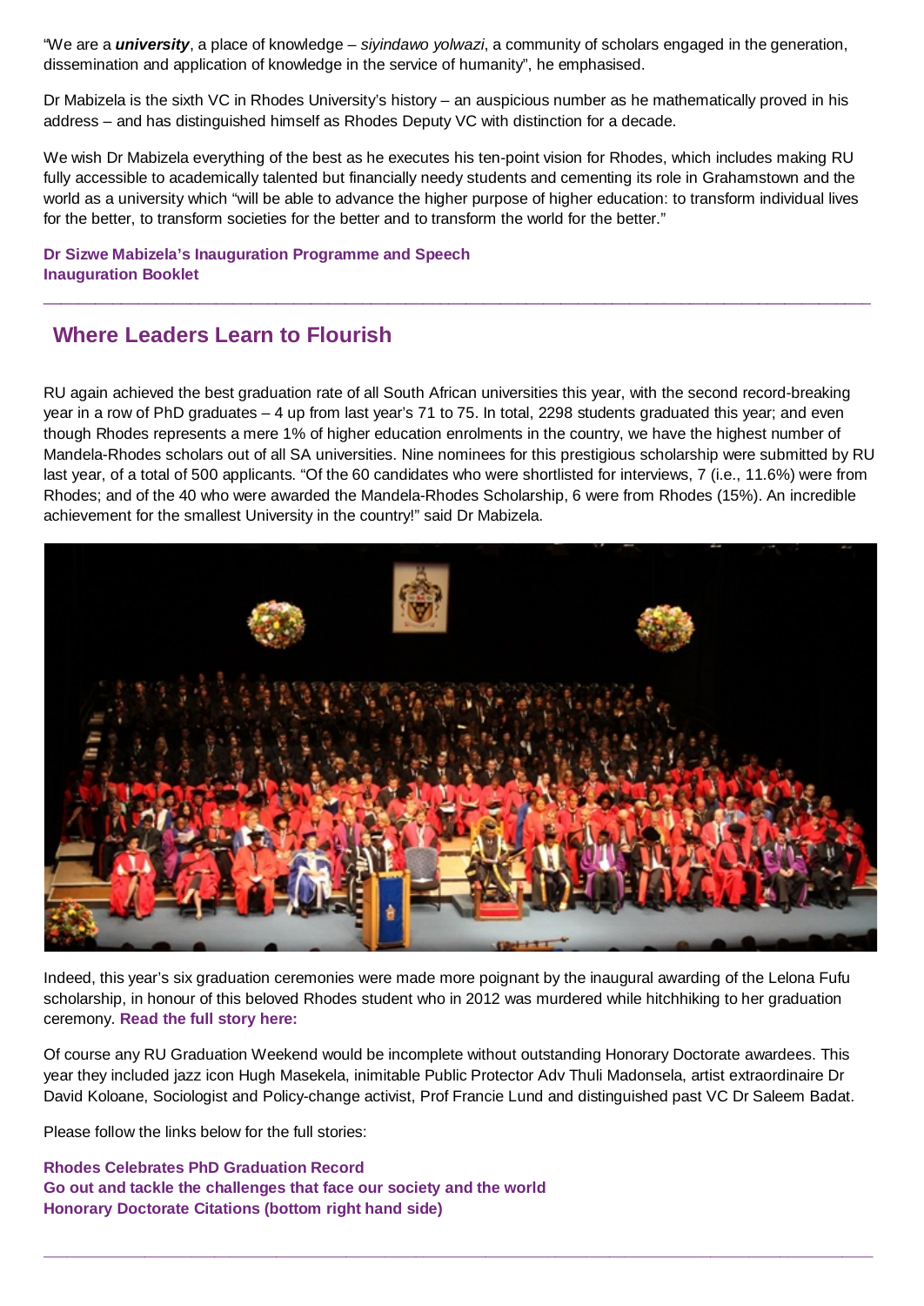"We are a ***university***, a place of knowledge – *siyindawo yolwazi*, a community of scholars engaged in the generation, dissemination and application of knowledge in the service of humanity", he emphasised.

Dr Mabizela is the sixth VC in Rhodes University's history – an auspicious number as he mathematically proved in his address – and has distinguished himself as Rhodes Deputy VC with distinction for a decade.

We wish Dr Mabizela everything of the best as he executes his ten-point vision for Rhodes, which includes making RU fully accessible to academically talented but financially needy students and cementing its role in Grahamstown and the world as a university which "will be able to advance the higher purpose of higher education: to transform individual lives for the better, to transform societies for the better and to transform the world for the better."

**Dr Sizwe Mabizela's Inauguration Programme and Speech**
**Inauguration Booklet**

---

## Where Leaders Learn to Flourish

RU again achieved the best graduation rate of all South African universities this year, with the second record-breaking year in a row of PhD graduates – 4 up from last year's 71 to 75. In total, 2298 students graduated this year; and even though Rhodes represents a mere 1% of higher education enrolments in the country, we have the highest number of Mandela-Rhodes scholars out of all SA universities. Nine nominees for this prestigious scholarship were submitted by RU last year, of a total of 500 applicants. "Of the 60 candidates who were shortlisted for interviews, 7 (i.e., 11.6%) were from Rhodes; and of the 40 who were awarded the Mandela-Rhodes Scholarship, 6 were from Rhodes (15%). An incredible achievement for the smallest University in the country!" said Dr Mabizela.

Indeed, this year's six graduation ceremonies were made more poignant by the inaugural awarding of the Lelona Fufu scholarship, in honour of this beloved Rhodes student who in 2012 was murdered while hitchhiking to her graduation ceremony. **Read the full story here:**

Of course any RU Graduation Weekend would be incomplete without outstanding Honorary Doctorate awardees. This year they included jazz icon Hugh Masekela, inimitable Public Protector Adv Thuli Madonsela, artist extraordinaire Dr David Koloane, Sociologist and Policy-change activist, Prof Francie Lund and distinguished past VC Dr Saleem Badat.

Please follow the links below for the full stories:

**Rhodes Celebrates PhD Graduation Record**
**Go out and tackle the challenges that face our society and the world**
**Honorary Doctorate Citations (bottom right hand side)**

---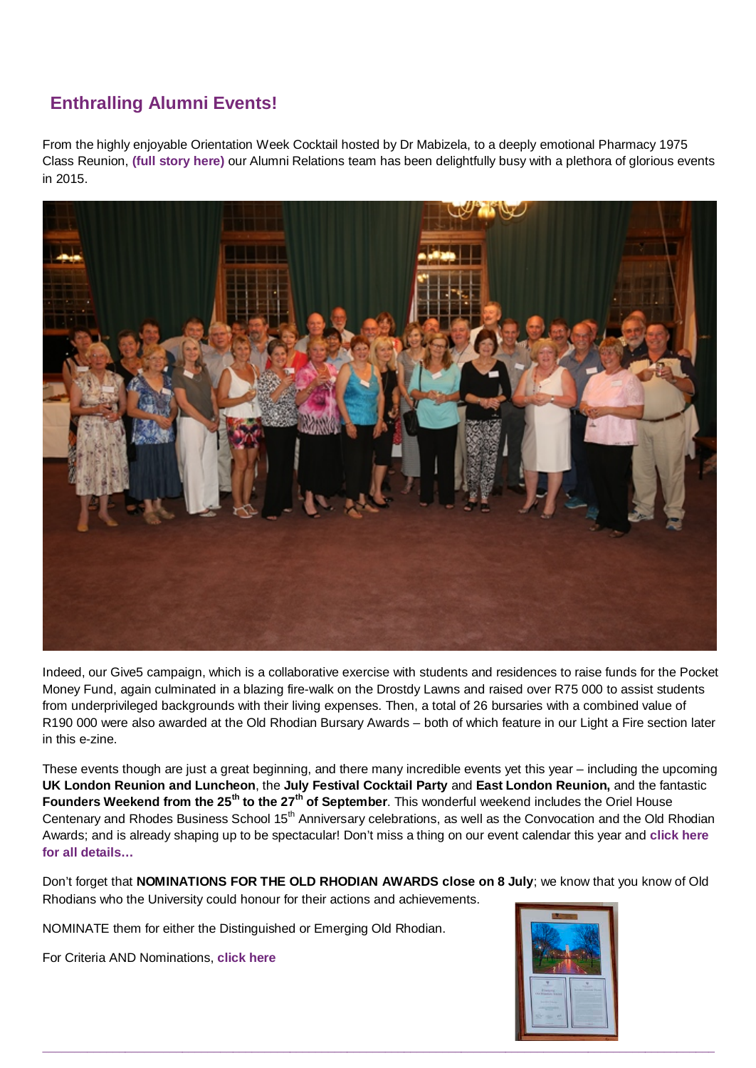## Enthralling Alumni Events!

From the highly enjoyable Orientation Week Cocktail hosted by Dr Mabizela, to a deeply emotional Pharmacy 1975 Class Reunion, **(full story here)** our Alumni Relations team has been delightfully busy with a plethora of glorious events in 2015.

Indeed, our Give5 campaign, which is a collaborative exercise with students and residences to raise funds for the Pocket Money Fund, again culminated in a blazing fire-walk on the Drostdy Lawns and raised over R75 000 to assist students from underprivileged backgrounds with their living expenses. Then, a total of 26 bursaries with a combined value of R190 000 were also awarded at the Old Rhodian Bursary Awards – both of which feature in our Light a Fire section later in this e-zine.

These events though are just a great beginning, and there many incredible events yet this year – including the upcoming **UK London Reunion and Luncheon**, the **July Festival Cocktail Party** and **East London Reunion,** and the fantastic **Founders Weekend from the 25th to the 27th of September**. This wonderful weekend includes the Oriel House Centenary and Rhodes Business School 15th Anniversary celebrations, as well as the Convocation and the Old Rhodian Awards; and is already shaping up to be spectacular! Don't miss a thing on our event calendar this year and **click here for all details…**

Don't forget that **NOMINATIONS FOR THE OLD RHODIAN AWARDS close on 8 July**; we know that you know of Old Rhodians who the University could honour for their actions and achievements.

NOMINATE them for either the Distinguished or Emerging Old Rhodian.

For Criteria AND Nominations, **click here**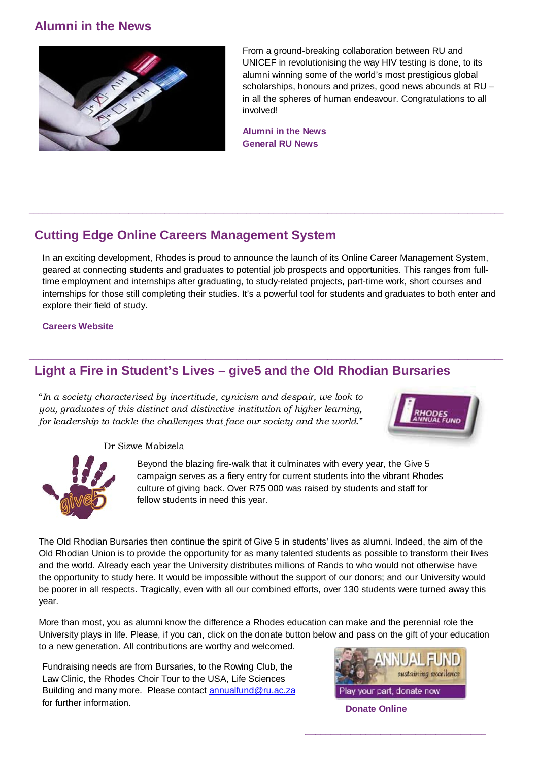## Alumni in the News

From a ground-breaking collaboration between RU and UNICEF in revolutionising the way HIV testing is done, to its alumni winning some of the world's most prestigious global scholarships, honours and prizes, good news abounds at RU – in all the spheres of human endeavour. Congratulations to all involved!

**Alumni in the News**
**General RU News**

---

## Cutting Edge Online Careers Management System

In an exciting development, Rhodes is proud to announce the launch of its Online Career Management System, geared at connecting students and graduates to potential job prospects and opportunities. This ranges from full-time employment and internships after graduating, to study-related projects, part-time work, short courses and internships for those still completing their studies. It's a powerful tool for students and graduates to both enter and explore their field of study.

**Careers Website**

---

## Light a Fire in Student's Lives – give5 and the Old Rhodian Bursaries

"*In a society characterised by incertitude, cynicism and despair, we look to you, graduates of this distinct and distinctive institution of higher learning, for leadership to tackle the challenges that face our society and the world.*"

Dr Sizwe Mabizela

Beyond the blazing fire-walk that it culminates with every year, the Give 5 campaign serves as a fiery entry for current students into the vibrant Rhodes culture of giving back. Over R75 000 was raised by students and staff for fellow students in need this year.

The Old Rhodian Bursaries then continue the spirit of Give 5 in students' lives as alumni. Indeed, the aim of the Old Rhodian Union is to provide the opportunity for as many talented students as possible to transform their lives and the world. Already each year the University distributes millions of Rands to who would not otherwise have the opportunity to study here. It would be impossible without the support of our donors; and our University would be poorer in all respects. Tragically, even with all our combined efforts, over 130 students were turned away this year.

More than most, you as alumni know the difference a Rhodes education can make and the perennial role the University plays in life. Please, if you can, click on the donate button below and pass on the gift of your education to a new generation. All contributions are worthy and welcomed.

Fundraising needs are from Bursaries, to the Rowing Club, the Law Clinic, the Rhodes Choir Tour to the USA, Life Sciences Building and many more. Please contact annualfund@ru.ac.za for further information.

**Donate Online**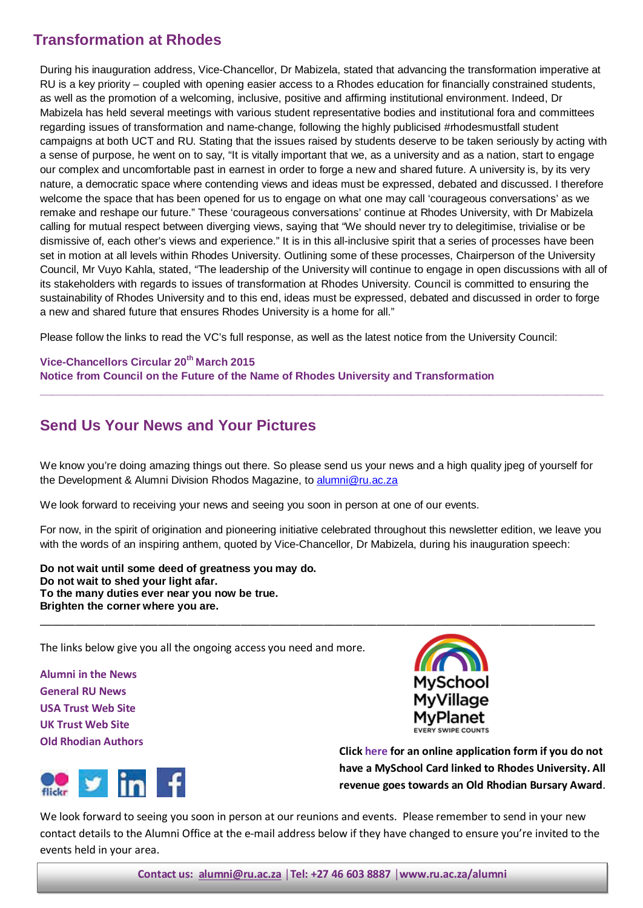## Transformation at Rhodes

During his inauguration address, Vice-Chancellor, Dr Mabizela, stated that advancing the transformation imperative at RU is a key priority – coupled with opening easier access to a Rhodes education for financially constrained students, as well as the promotion of a welcoming, inclusive, positive and affirming institutional environment. Indeed, Dr Mabizela has held several meetings with various student representative bodies and institutional fora and committees regarding issues of transformation and name-change, following the highly publicised #rhodesmustfall student campaigns at both UCT and RU. Stating that the issues raised by students deserve to be taken seriously by acting with a sense of purpose, he went on to say, "It is vitally important that we, as a university and as a nation, start to engage our complex and uncomfortable past in earnest in order to forge a new and shared future. A university is, by its very nature, a democratic space where contending views and ideas must be expressed, debated and discussed. I therefore welcome the space that has been opened for us to engage on what one may call 'courageous conversations' as we remake and reshape our future." These 'courageous conversations' continue at Rhodes University, with Dr Mabizela calling for mutual respect between diverging views, saying that "We should never try to delegitimise, trivialise or be dismissive of, each other's views and experience." It is in this all-inclusive spirit that a series of processes have been set in motion at all levels within Rhodes University. Outlining some of these processes, Chairperson of the University Council, Mr Vuyo Kahla, stated, "The leadership of the University will continue to engage in open discussions with all of its stakeholders with regards to issues of transformation at Rhodes University. Council is committed to ensuring the sustainability of Rhodes University and to this end, ideas must be expressed, debated and discussed in order to forge a new and shared future that ensures Rhodes University is a home for all."

Please follow the links to read the VC's full response, as well as the latest notice from the University Council:

**Vice-Chancellors Circular 20th March 2015**
**Notice from Council on the Future of the Name of Rhodes University and Transformation**

---

## Send Us Your News and Your Pictures

We know you're doing amazing things out there. So please send us your news and a high quality jpeg of yourself for the Development & Alumni Division Rhodos Magazine, to alumni@ru.ac.za

We look forward to receiving your news and seeing you soon in person at one of our events.

For now, in the spirit of origination and pioneering initiative celebrated throughout this newsletter edition, we leave you with the words of an inspiring anthem, quoted by Vice-Chancellor, Dr Mabizela, during his inauguration speech:

**Do not wait until some deed of greatness you may do.**
**Do not wait to shed your light afar.**
**To the many duties ever near you now be true.**
**Brighten the corner where you are.**

---

The links below give you all the ongoing access you need and more.

**Alumni in the News**
**General RU News**
**USA Trust Web Site**
**UK Trust Web Site**
**Old Rhodian Authors**

MySchool MyVillage MyPlanet
EVERY SWIPE COUNTS

**Click here for an online application form if you do not have a MySchool Card linked to Rhodes University. All revenue goes towards an Old Rhodian Bursary Award.**

We look forward to seeing you soon in person at our reunions and events. Please remember to send in your new contact details to the Alumni Office at the e-mail address below if they have changed to ensure you're invited to the events held in your area.

**Contact us: alumni@ru.ac.za | Tel: +27 46 603 8887 | www.ru.ac.za/alumni**